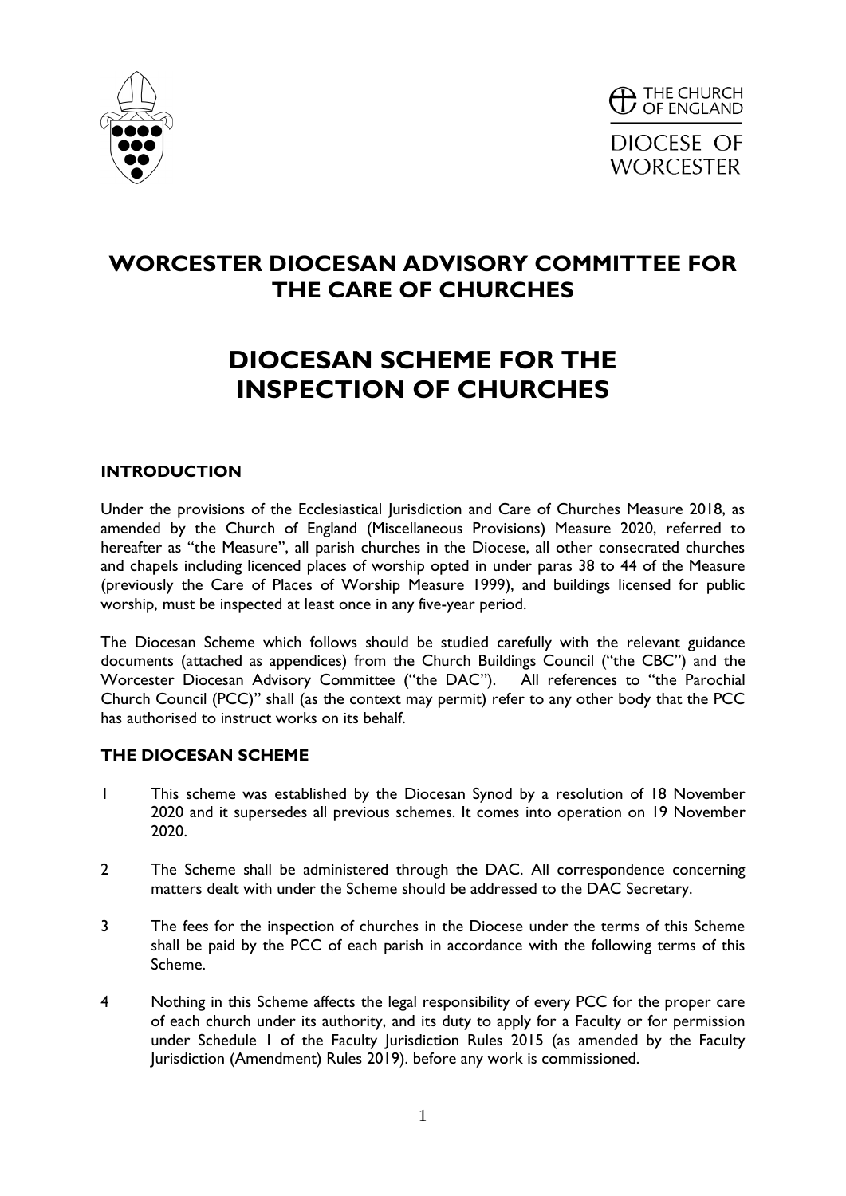THE CHURCH OF ENGLAND

DIOCESE OF WORCESTER

# WORCESTER DIOCESAN ADVISORY COMMITTEE FOR THE CARE OF CHURCHES

# DIOCESAN SCHEME FOR THE INSPECTION OF CHURCHES

## INTRODUCTION

Under the provisions of the Ecclesiastical Jurisdiction and Care of Churches Measure 2018, as amended by the Church of England (Miscellaneous Provisions) Measure 2020, referred to hereafter as "the Measure", all parish churches in the Diocese, all other consecrated churches and chapels including licenced places of worship opted in under paras 38 to 44 of the Measure (previously the Care of Places of Worship Measure 1999), and buildings licensed for public worship, must be inspected at least once in any five-year period.

The Diocesan Scheme which follows should be studied carefully with the relevant guidance documents (attached as appendices) from the Church Buildings Council ("the CBC") and the Worcester Diocesan Advisory Committee ("the DAC"). All references to "the Parochial Church Council (PCC)" shall (as the context may permit) refer to any other body that the PCC has authorised to instruct works on its behalf.

## THE DIOCESAN SCHEME

1 This scheme was established by the Diocesan Synod by a resolution of 18 November 2020 and it supersedes all previous schemes. It comes into operation on 19 November 2020.

2 The Scheme shall be administered through the DAC. All correspondence concerning matters dealt with under the Scheme should be addressed to the DAC Secretary.

3 The fees for the inspection of churches in the Diocese under the terms of this Scheme shall be paid by the PCC of each parish in accordance with the following terms of this Scheme.

4 Nothing in this Scheme affects the legal responsibility of every PCC for the proper care of each church under its authority, and its duty to apply for a Faculty or for permission under Schedule 1 of the Faculty Jurisdiction Rules 2015 (as amended by the Faculty Jurisdiction (Amendment) Rules 2019). before any work is commissioned.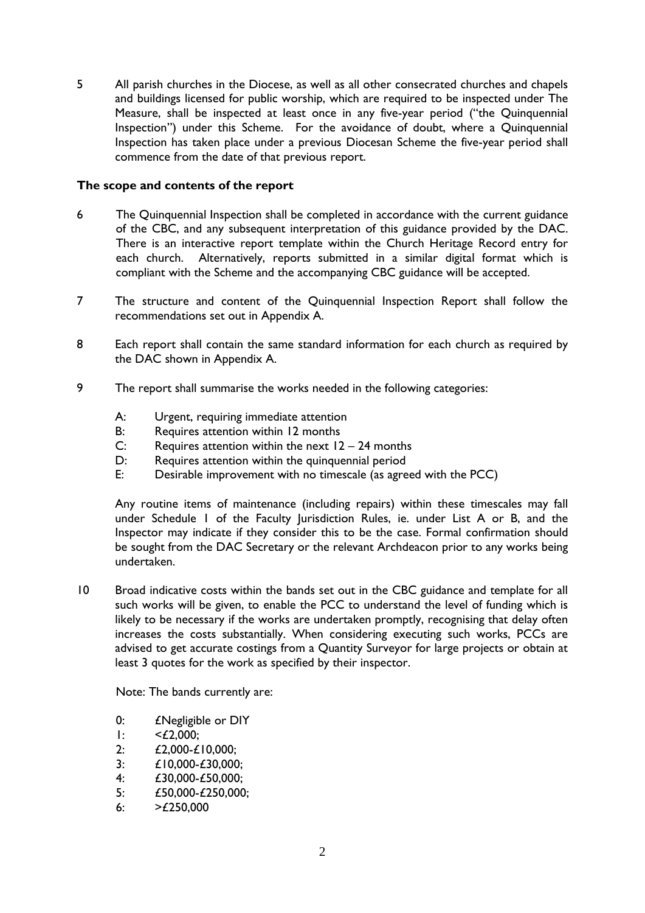5 All parish churches in the Diocese, as well as all other consecrated churches and chapels and buildings licensed for public worship, which are required to be inspected under The Measure, shall be inspected at least once in any five-year period ("the Quinquennial Inspection") under this Scheme. For the avoidance of doubt, where a Quinquennial Inspection has taken place under a previous Diocesan Scheme the five-year period shall commence from the date of that previous report.

**The scope and contents of the report**

6 The Quinquennial Inspection shall be completed in accordance with the current guidance of the CBC, and any subsequent interpretation of this guidance provided by the DAC. There is an interactive report template within the Church Heritage Record entry for each church. Alternatively, reports submitted in a similar digital format which is compliant with the Scheme and the accompanying CBC guidance will be accepted.

7 The structure and content of the Quinquennial Inspection Report shall follow the recommendations set out in Appendix A.

8 Each report shall contain the same standard information for each church as required by the DAC shown in Appendix A.

9 The report shall summarise the works needed in the following categories:

- A: Urgent, requiring immediate attention
- B: Requires attention within 12 months
- C: Requires attention within the next 12 – 24 months
- D: Requires attention within the quinquennial period
- E: Desirable improvement with no timescale (as agreed with the PCC)

Any routine items of maintenance (including repairs) within these timescales may fall under Schedule 1 of the Faculty Jurisdiction Rules, ie. under List A or B, and the Inspector may indicate if they consider this to be the case. Formal confirmation should be sought from the DAC Secretary or the relevant Archdeacon prior to any works being undertaken.

10 Broad indicative costs within the bands set out in the CBC guidance and template for all such works will be given, to enable the PCC to understand the level of funding which is likely to be necessary if the works are undertaken promptly, recognising that delay often increases the costs substantially. When considering executing such works, PCCs are advised to get accurate costings from a Quantity Surveyor for large projects or obtain at least 3 quotes for the work as specified by their inspector.

Note: The bands currently are:

- 0: £Negligible or DIY
- 1: <£2,000;
- 2: £2,000-£10,000;
- 3: £10,000-£30,000;
- 4: £30,000-£50,000;
- 5: £50,000-£250,000;
- 6: >£250,000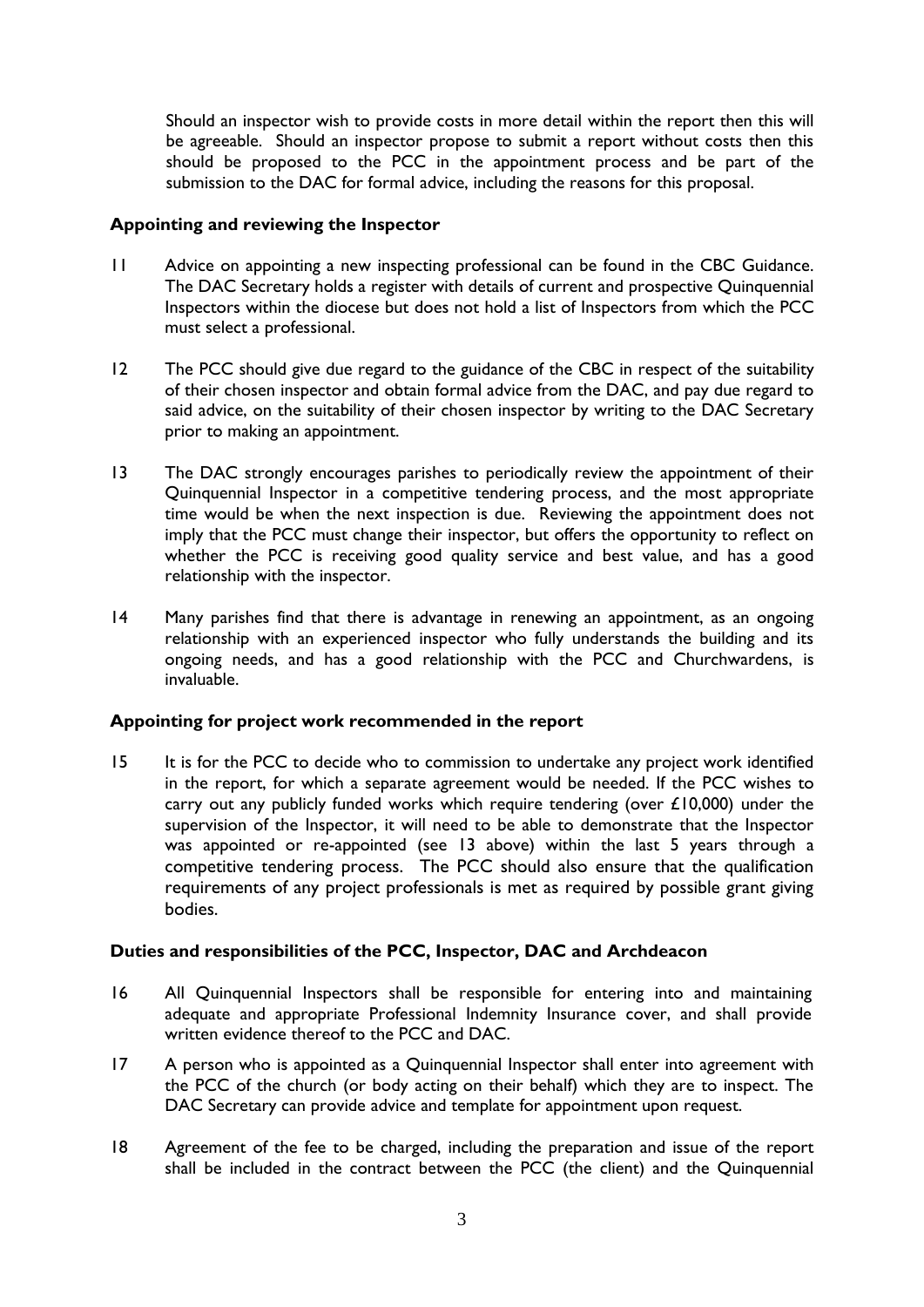Should an inspector wish to provide costs in more detail within the report then this will be agreeable. Should an inspector propose to submit a report without costs then this should be proposed to the PCC in the appointment process and be part of the submission to the DAC for formal advice, including the reasons for this proposal.

**Appointing and reviewing the Inspector**

11 Advice on appointing a new inspecting professional can be found in the CBC Guidance. The DAC Secretary holds a register with details of current and prospective Quinquennial Inspectors within the diocese but does not hold a list of Inspectors from which the PCC must select a professional.

12 The PCC should give due regard to the guidance of the CBC in respect of the suitability of their chosen inspector and obtain formal advice from the DAC, and pay due regard to said advice, on the suitability of their chosen inspector by writing to the DAC Secretary prior to making an appointment.

13 The DAC strongly encourages parishes to periodically review the appointment of their Quinquennial Inspector in a competitive tendering process, and the most appropriate time would be when the next inspection is due. Reviewing the appointment does not imply that the PCC must change their inspector, but offers the opportunity to reflect on whether the PCC is receiving good quality service and best value, and has a good relationship with the inspector.

14 Many parishes find that there is advantage in renewing an appointment, as an ongoing relationship with an experienced inspector who fully understands the building and its ongoing needs, and has a good relationship with the PCC and Churchwardens, is invaluable.

**Appointing for project work recommended in the report**

15 It is for the PCC to decide who to commission to undertake any project work identified in the report, for which a separate agreement would be needed. If the PCC wishes to carry out any publicly funded works which require tendering (over £10,000) under the supervision of the Inspector, it will need to be able to demonstrate that the Inspector was appointed or re-appointed (see 13 above) within the last 5 years through a competitive tendering process. The PCC should also ensure that the qualification requirements of any project professionals is met as required by possible grant giving bodies.

**Duties and responsibilities of the PCC, Inspector, DAC and Archdeacon**

16 All Quinquennial Inspectors shall be responsible for entering into and maintaining adequate and appropriate Professional Indemnity Insurance cover, and shall provide written evidence thereof to the PCC and DAC.

17 A person who is appointed as a Quinquennial Inspector shall enter into agreement with the PCC of the church (or body acting on their behalf) which they are to inspect. The DAC Secretary can provide advice and template for appointment upon request.

18 Agreement of the fee to be charged, including the preparation and issue of the report shall be included in the contract between the PCC (the client) and the Quinquennial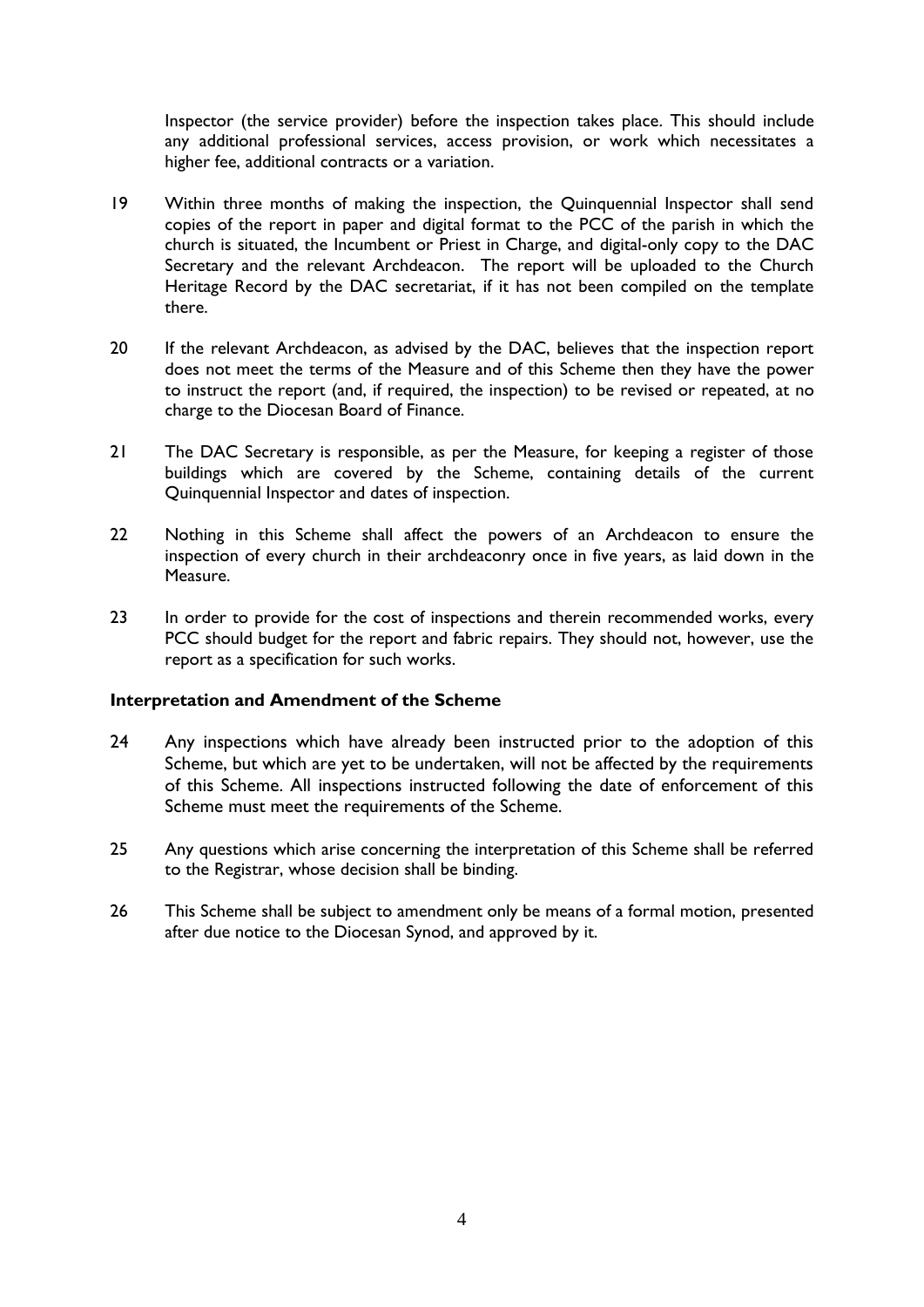Inspector (the service provider) before the inspection takes place. This should include any additional professional services, access provision, or work which necessitates a higher fee, additional contracts or a variation.

19 Within three months of making the inspection, the Quinquennial Inspector shall send copies of the report in paper and digital format to the PCC of the parish in which the church is situated, the Incumbent or Priest in Charge, and digital-only copy to the DAC Secretary and the relevant Archdeacon. The report will be uploaded to the Church Heritage Record by the DAC secretariat, if it has not been compiled on the template there.

20 If the relevant Archdeacon, as advised by the DAC, believes that the inspection report does not meet the terms of the Measure and of this Scheme then they have the power to instruct the report (and, if required, the inspection) to be revised or repeated, at no charge to the Diocesan Board of Finance.

21 The DAC Secretary is responsible, as per the Measure, for keeping a register of those buildings which are covered by the Scheme, containing details of the current Quinquennial Inspector and dates of inspection.

22 Nothing in this Scheme shall affect the powers of an Archdeacon to ensure the inspection of every church in their archdeaconry once in five years, as laid down in the Measure.

23 In order to provide for the cost of inspections and therein recommended works, every PCC should budget for the report and fabric repairs. They should not, however, use the report as a specification for such works.

**Interpretation and Amendment of the Scheme**

24 Any inspections which have already been instructed prior to the adoption of this Scheme, but which are yet to be undertaken, will not be affected by the requirements of this Scheme. All inspections instructed following the date of enforcement of this Scheme must meet the requirements of the Scheme.

25 Any questions which arise concerning the interpretation of this Scheme shall be referred to the Registrar, whose decision shall be binding.

26 This Scheme shall be subject to amendment only be means of a formal motion, presented after due notice to the Diocesan Synod, and approved by it.